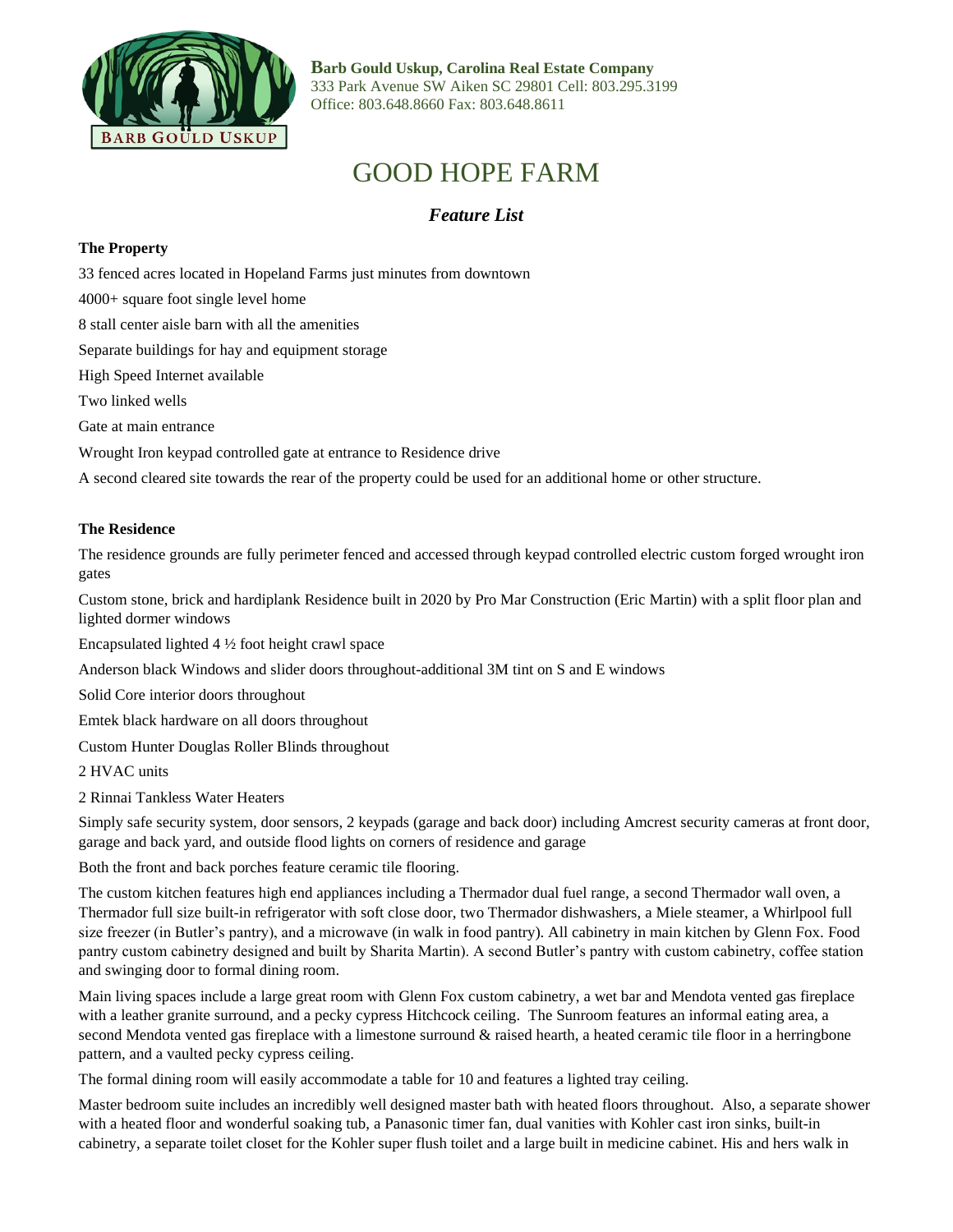**Barb Gould Uskup, Carolina Real Estate Company**
333 Park Avenue SW Aiken SC 29801 Cell: 803.295.3199
Office: 803.648.8660 Fax: 803.648.8611

# GOOD HOPE FARM

## *Feature List*

**The Property**

33 fenced acres located in Hopeland Farms just minutes from downtown

4000+ square foot single level home

8 stall center aisle barn with all the amenities

Separate buildings for hay and equipment storage

High Speed Internet available

Two linked wells

Gate at main entrance

Wrought Iron keypad controlled gate at entrance to Residence drive

A second cleared site towards the rear of the property could be used for an additional home or other structure.

**The Residence**

The residence grounds are fully perimeter fenced and accessed through keypad controlled electric custom forged wrought iron gates

Custom stone, brick and hardiplank Residence built in 2020 by Pro Mar Construction (Eric Martin) with a split floor plan and lighted dormer windows

Encapsulated lighted 4 ½ foot height crawl space

Anderson black Windows and slider doors throughout-additional 3M tint on S and E windows

Solid Core interior doors throughout

Emtek black hardware on all doors throughout

Custom Hunter Douglas Roller Blinds throughout

2 HVAC units

2 Rinnai Tankless Water Heaters

Simply safe security system, door sensors, 2 keypads (garage and back door) including Amcrest security cameras at front door, garage and back yard, and outside flood lights on corners of residence and garage

Both the front and back porches feature ceramic tile flooring.

The custom kitchen features high end appliances including a Thermador dual fuel range, a second Thermador wall oven, a Thermador full size built-in refrigerator with soft close door, two Thermador dishwashers, a Miele steamer, a Whirlpool full size freezer (in Butler's pantry), and a microwave (in walk in food pantry). All cabinetry in main kitchen by Glenn Fox. Food pantry custom cabinetry designed and built by Sharita Martin). A second Butler's pantry with custom cabinetry, coffee station and swinging door to formal dining room.

Main living spaces include a large great room with Glenn Fox custom cabinetry, a wet bar and Mendota vented gas fireplace with a leather granite surround, and a pecky cypress Hitchcock ceiling. The Sunroom features an informal eating area, a second Mendota vented gas fireplace with a limestone surround & raised hearth, a heated ceramic tile floor in a herringbone pattern, and a vaulted pecky cypress ceiling.

The formal dining room will easily accommodate a table for 10 and features a lighted tray ceiling.

Master bedroom suite includes an incredibly well designed master bath with heated floors throughout. Also, a separate shower with a heated floor and wonderful soaking tub, a Panasonic timer fan, dual vanities with Kohler cast iron sinks, built-in cabinetry, a separate toilet closet for the Kohler super flush toilet and a large built in medicine cabinet. His and hers walk in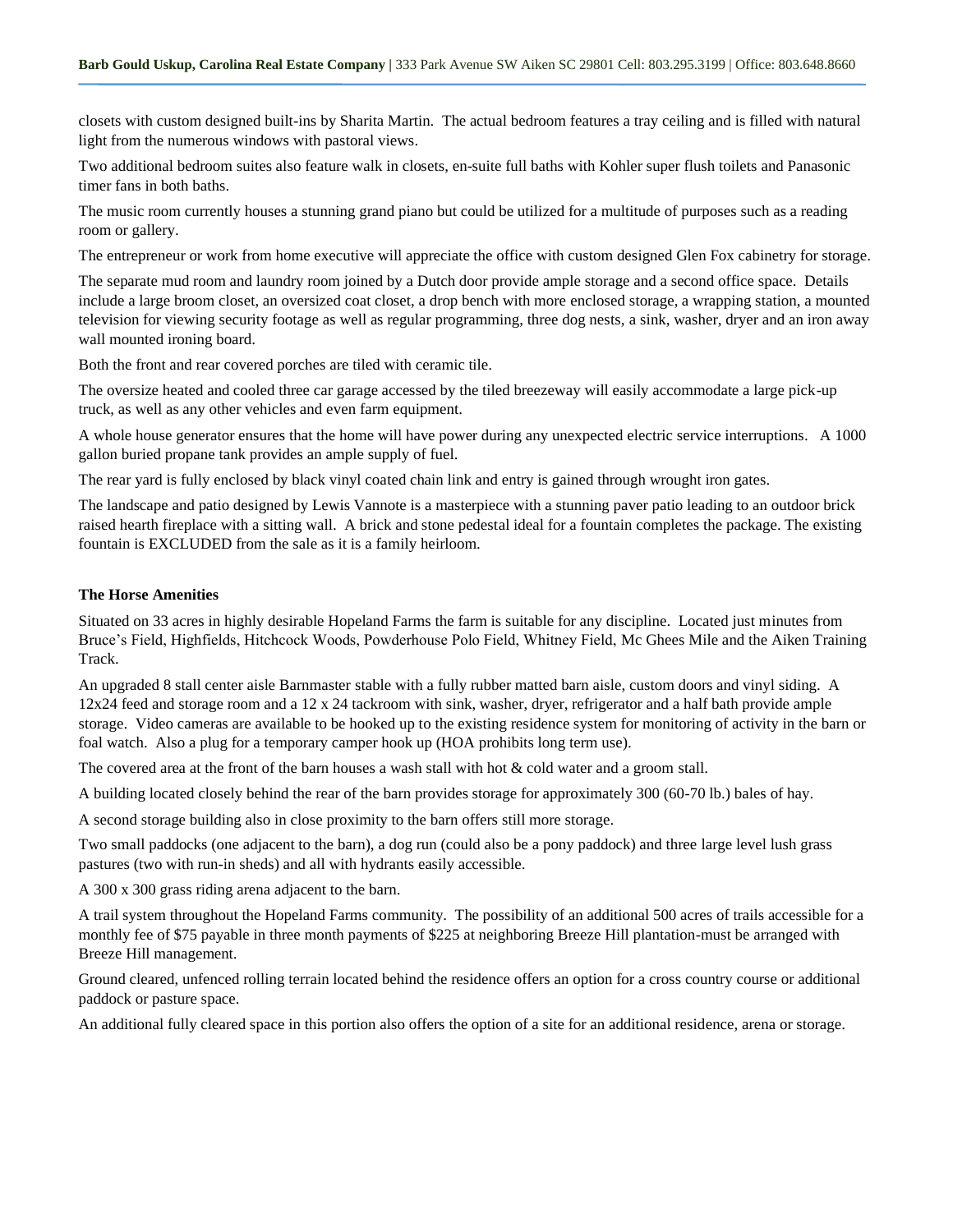closets with custom designed built-ins by Sharita Martin. The actual bedroom features a tray ceiling and is filled with natural light from the numerous windows with pastoral views.

Two additional bedroom suites also feature walk in closets, en-suite full baths with Kohler super flush toilets and Panasonic timer fans in both baths.

The music room currently houses a stunning grand piano but could be utilized for a multitude of purposes such as a reading room or gallery.

The entrepreneur or work from home executive will appreciate the office with custom designed Glen Fox cabinetry for storage.

The separate mud room and laundry room joined by a Dutch door provide ample storage and a second office space. Details include a large broom closet, an oversized coat closet, a drop bench with more enclosed storage, a wrapping station, a mounted television for viewing security footage as well as regular programming, three dog nests, a sink, washer, dryer and an iron away wall mounted ironing board.

Both the front and rear covered porches are tiled with ceramic tile.

The oversize heated and cooled three car garage accessed by the tiled breezeway will easily accommodate a large pick-up truck, as well as any other vehicles and even farm equipment.

A whole house generator ensures that the home will have power during any unexpected electric service interruptions. A 1000 gallon buried propane tank provides an ample supply of fuel.

The rear yard is fully enclosed by black vinyl coated chain link and entry is gained through wrought iron gates.

The landscape and patio designed by Lewis Vannote is a masterpiece with a stunning paver patio leading to an outdoor brick raised hearth fireplace with a sitting wall. A brick and stone pedestal ideal for a fountain completes the package. The existing fountain is EXCLUDED from the sale as it is a family heirloom.

**The Horse Amenities**

Situated on 33 acres in highly desirable Hopeland Farms the farm is suitable for any discipline. Located just minutes from Bruce's Field, Highfields, Hitchcock Woods, Powderhouse Polo Field, Whitney Field, Mc Ghees Mile and the Aiken Training Track.

An upgraded 8 stall center aisle Barnmaster stable with a fully rubber matted barn aisle, custom doors and vinyl siding. A 12x24 feed and storage room and a 12 x 24 tackroom with sink, washer, dryer, refrigerator and a half bath provide ample storage. Video cameras are available to be hooked up to the existing residence system for monitoring of activity in the barn or foal watch. Also a plug for a temporary camper hook up (HOA prohibits long term use).

The covered area at the front of the barn houses a wash stall with hot & cold water and a groom stall.

A building located closely behind the rear of the barn provides storage for approximately 300 (60-70 lb.) bales of hay.

A second storage building also in close proximity to the barn offers still more storage.

Two small paddocks (one adjacent to the barn), a dog run (could also be a pony paddock) and three large level lush grass pastures (two with run-in sheds) and all with hydrants easily accessible.

A 300 x 300 grass riding arena adjacent to the barn.

A trail system throughout the Hopeland Farms community. The possibility of an additional 500 acres of trails accessible for a monthly fee of $75 payable in three month payments of $225 at neighboring Breeze Hill plantation-must be arranged with Breeze Hill management.

Ground cleared, unfenced rolling terrain located behind the residence offers an option for a cross country course or additional paddock or pasture space.

An additional fully cleared space in this portion also offers the option of a site for an additional residence, arena or storage.